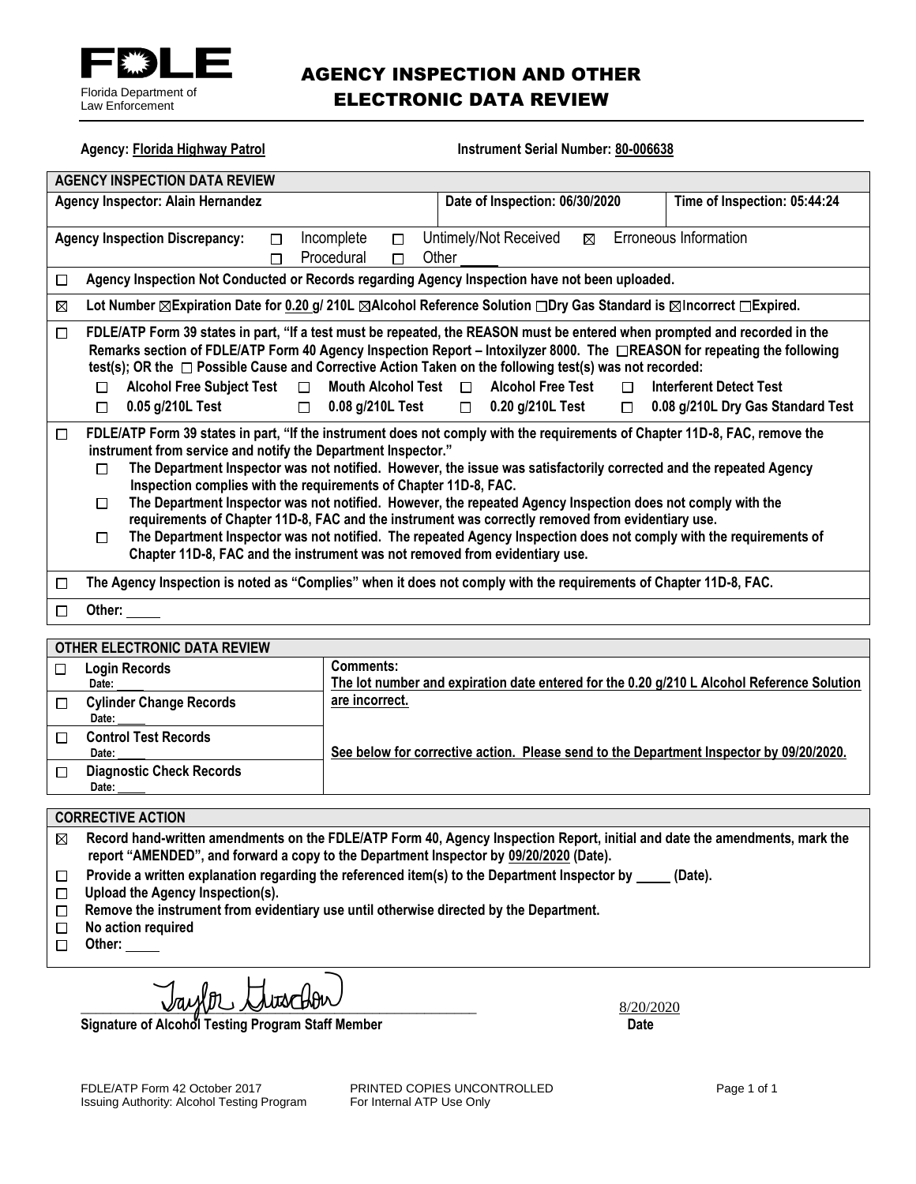FDLE
Florida Department of Law Enforcement

# AGENCY INSPECTION AND OTHER ELECTRONIC DATA REVIEW

**Agency:** **Florida Highway Patrol** **Instrument Serial Number:** **80-006638**

| **AGENCY INSPECTION DATA REVIEW** | | |
|---|---|---|
| **Agency Inspector: Alain Hernandez** | **Date of Inspection: 06/30/2020** | **Time of Inspection: 05:44:24** |

**Agency Inspection Discrepancy:** ☐ Incomplete ☐ Untimely/Not Received ☒ Erroneous Information ☐ Procedural ☐ Other ____

☐ **Agency Inspection Not Conducted or Records regarding Agency Inspection have not been uploaded.**

☒ **Lot Number ☒Expiration Date for 0.20 g/ 210L ☒Alcohol Reference Solution ☐Dry Gas Standard is ☒Incorrect ☐Expired.**

☐ **FDLE/ATP Form 39 states in part, "If a test must be repeated, the REASON must be entered when prompted and recorded in the Remarks section of FDLE/ATP Form 40 Agency Inspection Report – Intoxilyzer 8000. The ☐REASON for repeating the following test(s); OR the ☐ Possible Cause and Corrective Action Taken on the following test(s) was not recorded:**
- ☐ **Alcohol Free Subject Test** ☐ **Mouth Alcohol Test** ☐ **Alcohol Free Test** ☐ **Interferent Detect Test**
- ☐ **0.05 g/210L Test** ☐ **0.08 g/210L Test** ☐ **0.20 g/210L Test** ☐ **0.08 g/210L Dry Gas Standard Test**

☐ **FDLE/ATP Form 39 states in part, "If the instrument does not comply with the requirements of Chapter 11D-8, FAC, remove the instrument from service and notify the Department Inspector."**
- ☐ **The Department Inspector was not notified. However, the issue was satisfactorily corrected and the repeated Agency Inspection complies with the requirements of Chapter 11D-8, FAC.**
- ☐ **The Department Inspector was not notified. However, the repeated Agency Inspection does not comply with the requirements of Chapter 11D-8, FAC and the instrument was correctly removed from evidentiary use.**
- ☐ **The Department Inspector was not notified. The repeated Agency Inspection does not comply with the requirements of Chapter 11D-8, FAC and the instrument was not removed from evidentiary use.**

☐ **The Agency Inspection is noted as "Complies" when it does not comply with the requirements of Chapter 11D-8, FAC.**

☐ **Other:** ____

| **OTHER ELECTRONIC DATA REVIEW** | |
|---|---|
| ☐ **Login Records** Date: ____ | **Comments:** **The lot number and expiration date entered for the 0.20 g/210 L Alcohol Reference Solution are incorrect.** |
| ☐ **Cylinder Change Records** Date: ____ | |
| ☐ **Control Test Records** Date: ____ | **See below for corrective action. Please send to the Department Inspector by 09/20/2020.** |
| ☐ **Diagnostic Check Records** Date: ____ | |

**CORRECTIVE ACTION**

☒ **Record hand-written amendments on the FDLE/ATP Form 40, Agency Inspection Report, initial and date the amendments, mark the report "AMENDED", and forward a copy to the Department Inspector by 09/20/2020 (Date).**

☐ **Provide a written explanation regarding the referenced item(s) to the Department Inspector by ____ (Date).**

☐ **Upload the Agency Inspection(s).**

☐ **Remove the instrument from evidentiary use until otherwise directed by the Department.**

☐ **No action required**

☐ **Other:** ____

Taylor Gustafson — 8/20/2020

**Signature of Alcohol Testing Program Staff Member** **Date**

FDLE/ATP Form 42 October 2017 — PRINTED COPIES UNCONTROLLED
Issuing Authority: Alcohol Testing Program — For Internal ATP Use Only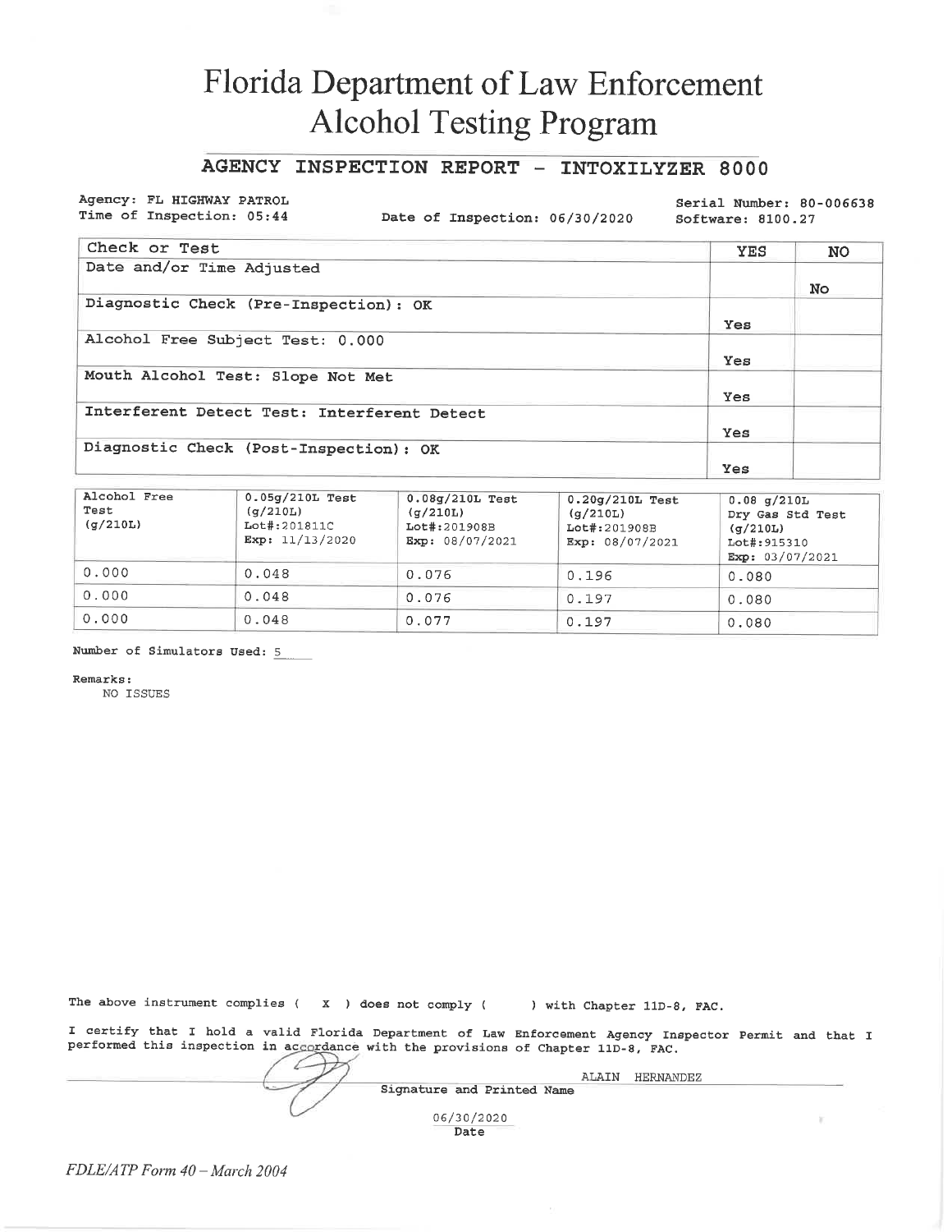# Florida Department of Law Enforcement
# Alcohol Testing Program

## AGENCY INSPECTION REPORT - INTOXILYZER 8000

Agency: FL HIGHWAY PATROL
Time of Inspection: 05:44
Date of Inspection: 06/30/2020
Serial Number: 80-006638
Software: 8100.27

| Check or Test | YES | NO |
|---|---|---|
| Date and/or Time Adjusted | | No |
| Diagnostic Check (Pre-Inspection): OK | Yes | |
| Alcohol Free Subject Test: 0.000 | Yes | |
| Mouth Alcohol Test: Slope Not Met | Yes | |
| Interferent Detect Test: Interferent Detect | Yes | |
| Diagnostic Check (Post-Inspection): OK | Yes | |

| Alcohol Free Test (g/210L) | 0.05g/210L Test (g/210L) Lot#:201811C Exp: 11/13/2020 | 0.08g/210L Test (g/210L) Lot#:201908B Exp: 08/07/2021 | 0.20g/210L Test (g/210L) Lot#:201908B Exp: 08/07/2021 | 0.08 g/210L Dry Gas Std Test (g/210L) Lot#:915310 Exp: 03/07/2021 |
|---|---|---|---|---|
| 0.000 | 0.048 | 0.076 | 0.196 | 0.080 |
| 0.000 | 0.048 | 0.076 | 0.197 | 0.080 |
| 0.000 | 0.048 | 0.077 | 0.197 | 0.080 |

Number of Simulators Used: 5

Remarks:
NO ISSUES

The above instrument complies ( X ) does not comply ( ) with Chapter 11D-8, FAC.

I certify that I hold a valid Florida Department of Law Enforcement Agency Inspector Permit and that I performed this inspection in accordance with the provisions of Chapter 11D-8, FAC.

ALAIN HERNANDEZ
Signature and Printed Name

06/30/2020
Date

*FDLE/ATP Form 40 – March 2004*